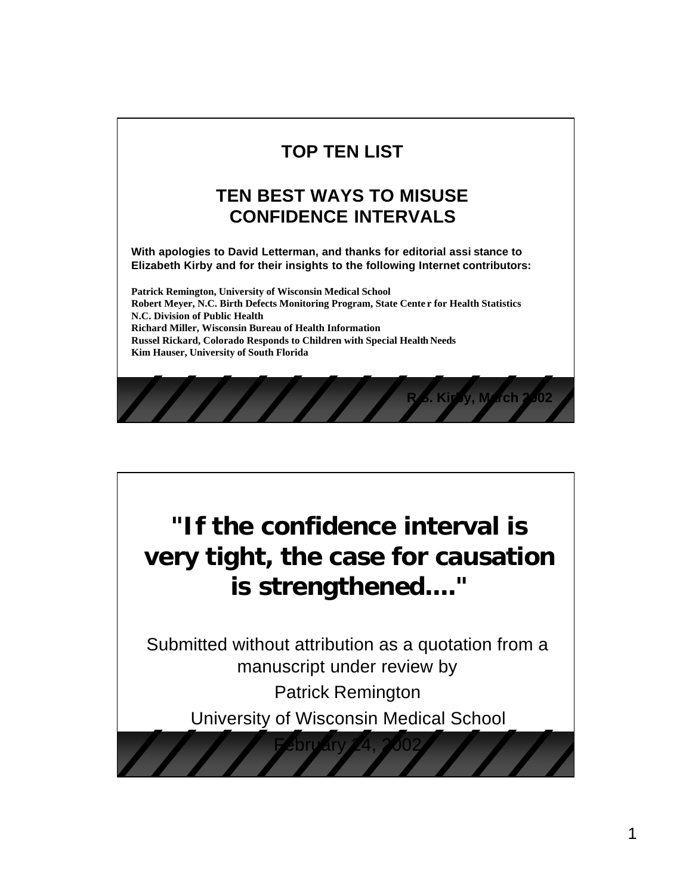# TOP TEN LIST

## TEN BEST WAYS TO MISUSE CONFIDENCE INTERVALS

**With apologies to David Letterman, and thanks for editorial assistance to Elizabeth Kirby and for their insights to the following Internet contributors:**

**Patrick Remington, University of Wisconsin Medical School**
**Robert Meyer, N.C. Birth Defects Monitoring Program, State Center for Health Statistics**
**N.C. Division of Public Health**
**Richard Miller, Wisconsin Bureau of Health Information**
**Russel Rickard, Colorado Responds to Children with Special Health Needs**
**Kim Hauser, University of South Florida**

**R. S. Kirby, March 2002**

---

# "If the confidence interval is very tight, the case for causation is strengthened...."

Submitted without attribution as a quotation from a manuscript under review by

Patrick Remington

University of Wisconsin Medical School

February 24, 2002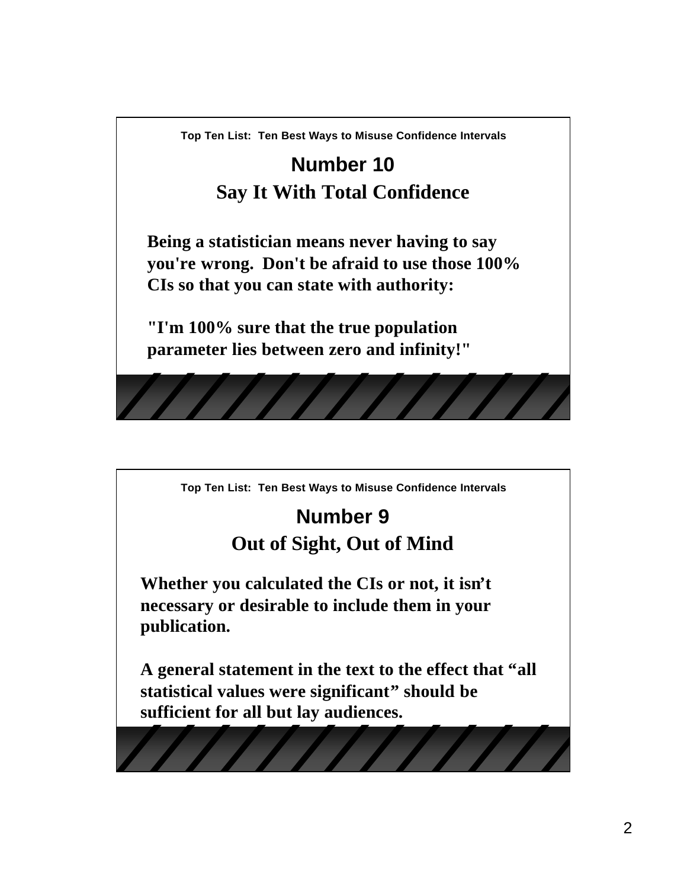Top Ten List: Ten Best Ways to Misuse Confidence Intervals

## Number 10

## Say It With Total Confidence

**Being a statistician means never having to say you're wrong. Don't be afraid to use those 100% CIs so that you can state with authority:**

**"I'm 100% sure that the true population parameter lies between zero and infinity!"**

Top Ten List: Ten Best Ways to Misuse Confidence Intervals

## Number 9

## Out of Sight, Out of Mind

**Whether you calculated the CIs or not, it isn't necessary or desirable to include them in your publication.**

**A general statement in the text to the effect that "all statistical values were significant" should be sufficient for all but lay audiences.**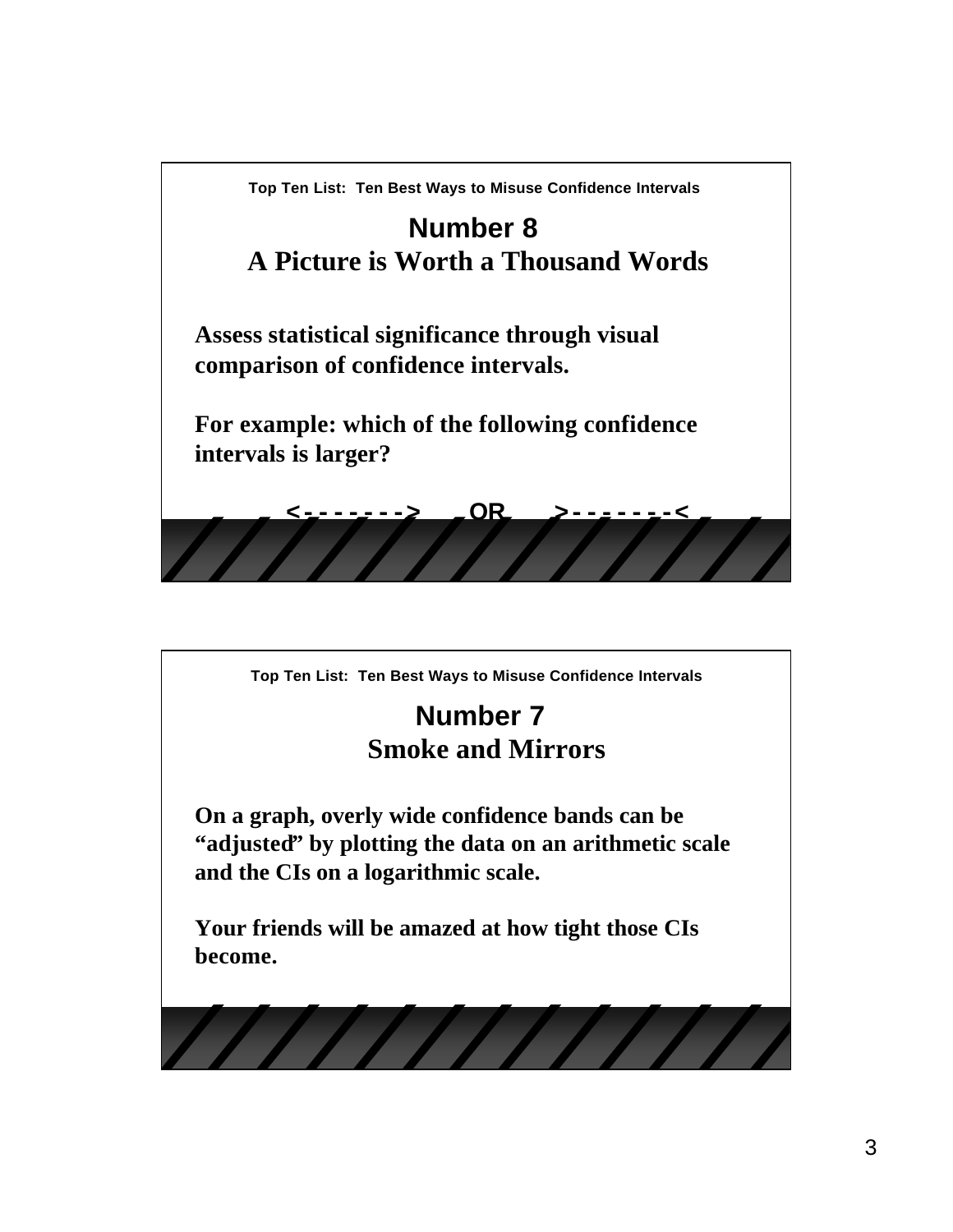Top Ten List: Ten Best Ways to Misuse Confidence Intervals

## Number 8
## A Picture is Worth a Thousand Words

**Assess statistical significance through visual comparison of confidence intervals.**

**For example: which of the following confidence intervals is larger?**

<- - - - - - - -> OR >- - - - - - - -<

---

Top Ten List: Ten Best Ways to Misuse Confidence Intervals

## Number 7
## Smoke and Mirrors

**On a graph, overly wide confidence bands can be "adjusted" by plotting the data on an arithmetic scale and the CIs on a logarithmic scale.**

**Your friends will be amazed at how tight those CIs become.**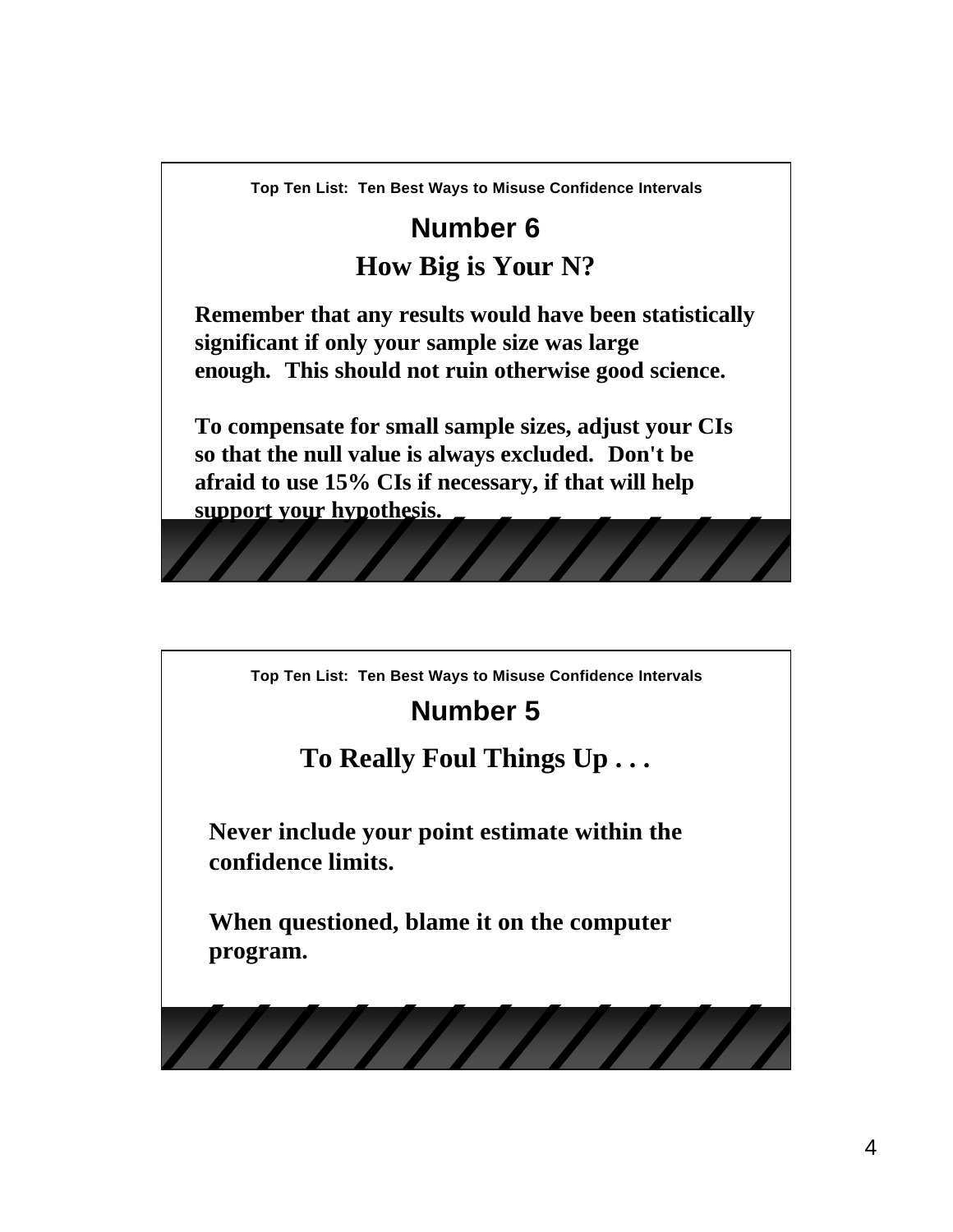Top Ten List: Ten Best Ways to Misuse Confidence Intervals

## Number 6

## How Big is Your N?

**Remember that any results would have been statistically significant if only your sample size was large enough. This should not ruin otherwise good science.**

**To compensate for small sample sizes, adjust your CIs so that the null value is always excluded. Don't be afraid to use 15% CIs if necessary, if that will help support your hypothesis.**

Top Ten List: Ten Best Ways to Misuse Confidence Intervals

## Number 5

## To Really Foul Things Up . . .

**Never include your point estimate within the confidence limits.**

**When questioned, blame it on the computer program.**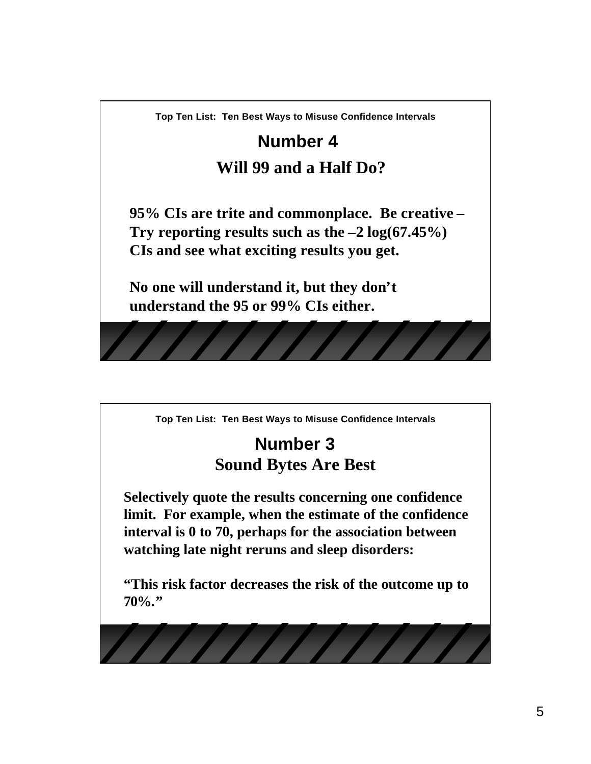Top Ten List: Ten Best Ways to Misuse Confidence Intervals

## Number 4

## Will 99 and a Half Do?

**95% CIs are trite and commonplace. Be creative – Try reporting results such as the –2 log(67.45%) CIs and see what exciting results you get.**

**No one will understand it, but they don't understand the 95 or 99% CIs either.**

Top Ten List: Ten Best Ways to Misuse Confidence Intervals

## Number 3

## Sound Bytes Are Best

**Selectively quote the results concerning one confidence limit. For example, when the estimate of the confidence interval is 0 to 70, perhaps for the association between watching late night reruns and sleep disorders:**

**"This risk factor decreases the risk of the outcome up to 70%."**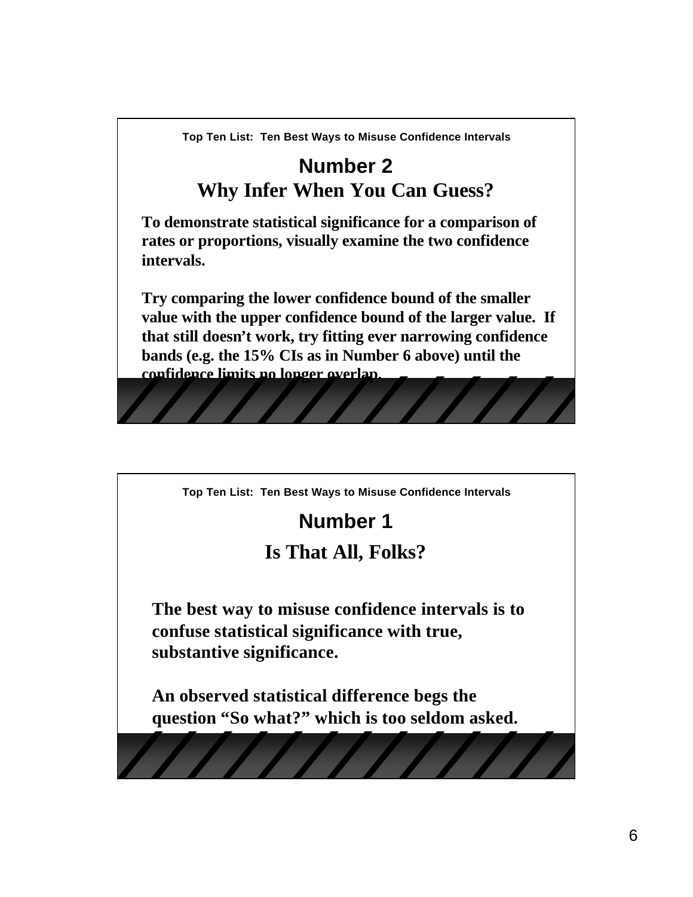Top Ten List: Ten Best Ways to Misuse Confidence Intervals

## Number 2
## Why Infer When You Can Guess?

**To demonstrate statistical significance for a comparison of rates or proportions, visually examine the two confidence intervals.**

**Try comparing the lower confidence bound of the smaller value with the upper confidence bound of the larger value. If that still doesn't work, try fitting ever narrowing confidence bands (e.g. the 15% CIs as in Number 6 above) until the confidence limits no longer overlap.**

Top Ten List: Ten Best Ways to Misuse Confidence Intervals

## Number 1
## Is That All, Folks?

**The best way to misuse confidence intervals is to confuse statistical significance with true, substantive significance.**

**An observed statistical difference begs the question "So what?" which is too seldom asked.**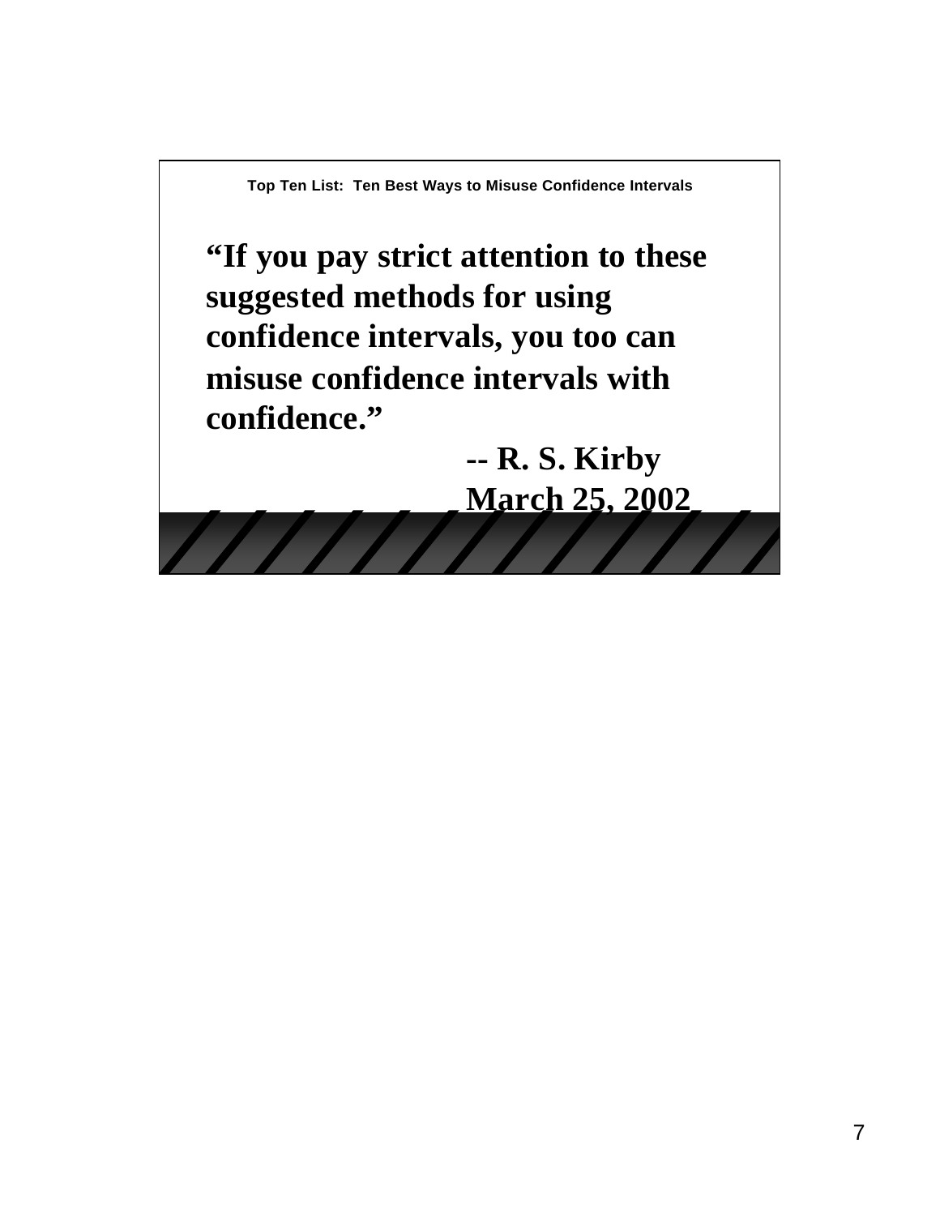Top Ten List: Ten Best Ways to Misuse Confidence Intervals

**"If you pay strict attention to these suggested methods for using confidence intervals, you too can misuse confidence intervals with confidence."**

**-- R. S. Kirby**
**March 25, 2002**